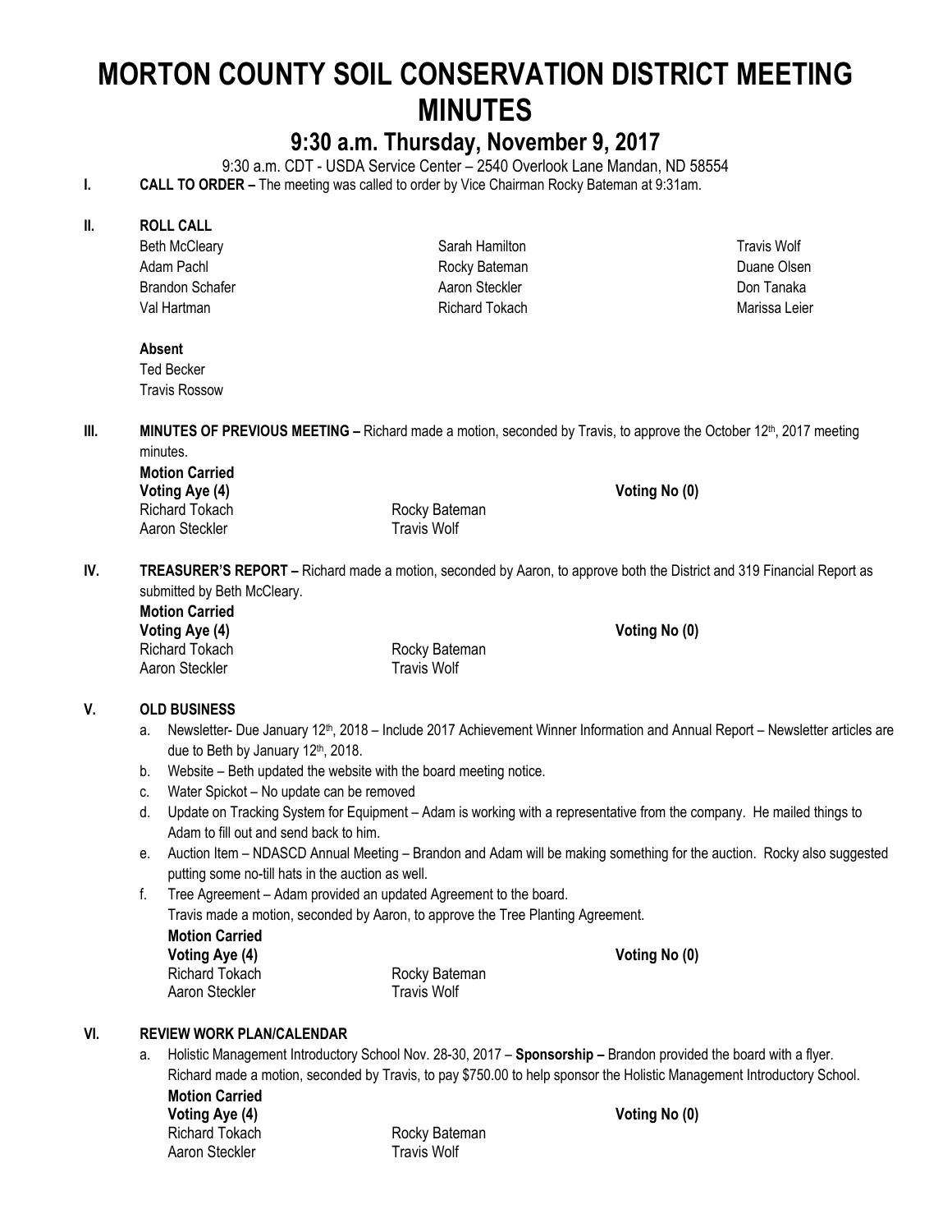# MORTON COUNTY SOIL CONSERVATION DISTRICT MEETING MINUTES

## 9:30 a.m. Thursday, November 9, 2017

9:30 a.m. CDT - USDA Service Center – 2540 Overlook Lane Mandan, ND 58554

**I. CALL TO ORDER –** The meeting was called to order by Vice Chairman Rocky Bateman at 9:31am.

**II. ROLL CALL**

| | | |
|---|---|---|
| Beth McCleary | Sarah Hamilton | Travis Wolf |
| Adam Pachl | Rocky Bateman | Duane Olsen |
| Brandon Schafer | Aaron Steckler | Don Tanaka |
| Val Hartman | Richard Tokach | Marissa Leier |

**Absent**

Ted Becker
Travis Rossow

**III. MINUTES OF PREVIOUS MEETING –** Richard made a motion, seconded by Travis, to approve the October 12th, 2017 meeting minutes.

**Motion Carried**

| **Voting Aye (4)** | | **Voting No (0)** |
|---|---|---|
| Richard Tokach | Rocky Bateman | |
| Aaron Steckler | Travis Wolf | |

**IV. TREASURER'S REPORT –** Richard made a motion, seconded by Aaron, to approve both the District and 319 Financial Report as submitted by Beth McCleary.

**Motion Carried**

| **Voting Aye (4)** | | **Voting No (0)** |
|---|---|---|
| Richard Tokach | Rocky Bateman | |
| Aaron Steckler | Travis Wolf | |

**V. OLD BUSINESS**

a. Newsletter- Due January 12th, 2018 – Include 2017 Achievement Winner Information and Annual Report – Newsletter articles are due to Beth by January 12th, 2018.

b. Website – Beth updated the website with the board meeting notice.

c. Water Spickot – No update can be removed

d. Update on Tracking System for Equipment – Adam is working with a representative from the company. He mailed things to Adam to fill out and send back to him.

e. Auction Item – NDASCD Annual Meeting – Brandon and Adam will be making something for the auction. Rocky also suggested putting some no-till hats in the auction as well.

f. Tree Agreement – Adam provided an updated Agreement to the board.
Travis made a motion, seconded by Aaron, to approve the Tree Planting Agreement.

**Motion Carried**

| **Voting Aye (4)** | | **Voting No (0)** |
|---|---|---|
| Richard Tokach | Rocky Bateman | |
| Aaron Steckler | Travis Wolf | |

**VI. REVIEW WORK PLAN/CALENDAR**

a. Holistic Management Introductory School Nov. 28-30, 2017 – **Sponsorship –** Brandon provided the board with a flyer.
Richard made a motion, seconded by Travis, to pay $750.00 to help sponsor the Holistic Management Introductory School.

**Motion Carried**

| **Voting Aye (4)** | | **Voting No (0)** |
|---|---|---|
| Richard Tokach | Rocky Bateman | |
| Aaron Steckler | Travis Wolf | |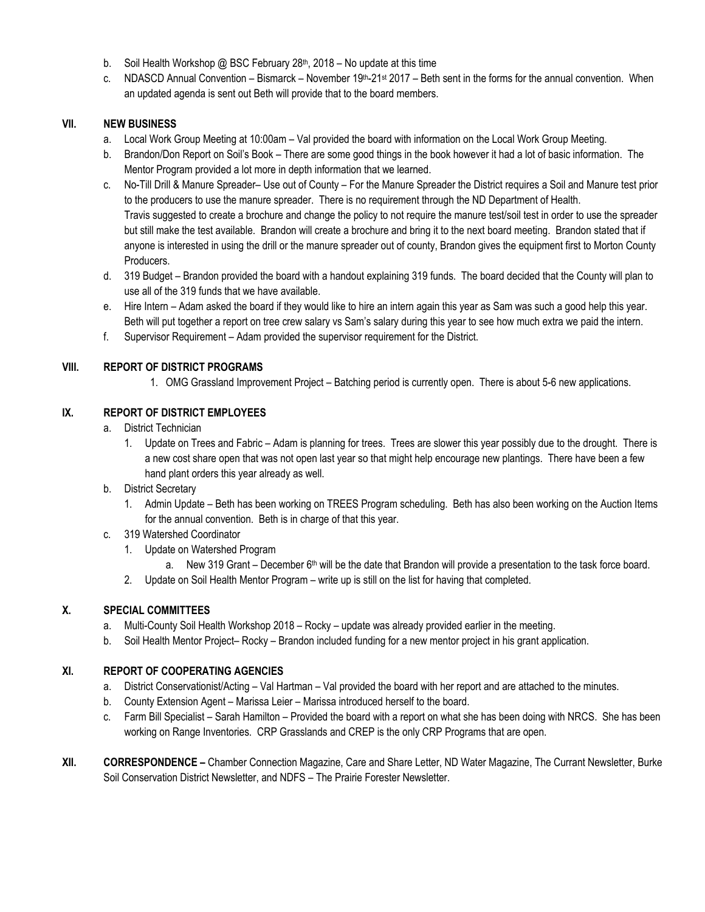b. Soil Health Workshop @ BSC February 28th, 2018 – No update at this time

c. NDASCD Annual Convention – Bismarck – November 19th-21st 2017 – Beth sent in the forms for the annual convention. When an updated agenda is sent out Beth will provide that to the board members.

## VII. NEW BUSINESS

a. Local Work Group Meeting at 10:00am – Val provided the board with information on the Local Work Group Meeting.

b. Brandon/Don Report on Soil's Book – There are some good things in the book however it had a lot of basic information. The Mentor Program provided a lot more in depth information that we learned.

c. No-Till Drill & Manure Spreader– Use out of County – For the Manure Spreader the District requires a Soil and Manure test prior to the producers to use the manure spreader. There is no requirement through the ND Department of Health.
Travis suggested to create a brochure and change the policy to not require the manure test/soil test in order to use the spreader but still make the test available. Brandon will create a brochure and bring it to the next board meeting. Brandon stated that if anyone is interested in using the drill or the manure spreader out of county, Brandon gives the equipment first to Morton County Producers.

d. 319 Budget – Brandon provided the board with a handout explaining 319 funds. The board decided that the County will plan to use all of the 319 funds that we have available.

e. Hire Intern – Adam asked the board if they would like to hire an intern again this year as Sam was such a good help this year. Beth will put together a report on tree crew salary vs Sam's salary during this year to see how much extra we paid the intern.

f. Supervisor Requirement – Adam provided the supervisor requirement for the District.

## VIII. REPORT OF DISTRICT PROGRAMS

1. OMG Grassland Improvement Project – Batching period is currently open. There is about 5-6 new applications.

## IX. REPORT OF DISTRICT EMPLOYEES

a. District Technician
   1. Update on Trees and Fabric – Adam is planning for trees. Trees are slower this year possibly due to the drought. There is a new cost share open that was not open last year so that might help encourage new plantings. There have been a few hand plant orders this year already as well.

b. District Secretary
   1. Admin Update – Beth has been working on TREES Program scheduling. Beth has also been working on the Auction Items for the annual convention. Beth is in charge of that this year.

c. 319 Watershed Coordinator
   1. Update on Watershed Program
      a. New 319 Grant – December 6th will be the date that Brandon will provide a presentation to the task force board.
   2. Update on Soil Health Mentor Program – write up is still on the list for having that completed.

## X. SPECIAL COMMITTEES

a. Multi-County Soil Health Workshop 2018 – Rocky – update was already provided earlier in the meeting.

b. Soil Health Mentor Project– Rocky – Brandon included funding for a new mentor project in his grant application.

## XI. REPORT OF COOPERATING AGENCIES

a. District Conservationist/Acting – Val Hartman – Val provided the board with her report and are attached to the minutes.

b. County Extension Agent – Marissa Leier – Marissa introduced herself to the board.

c. Farm Bill Specialist – Sarah Hamilton – Provided the board with a report on what she has been doing with NRCS. She has been working on Range Inventories. CRP Grasslands and CREP is the only CRP Programs that are open.

## XII. CORRESPONDENCE – 

Chamber Connection Magazine, Care and Share Letter, ND Water Magazine, The Currant Newsletter, Burke Soil Conservation District Newsletter, and NDFS – The Prairie Forester Newsletter.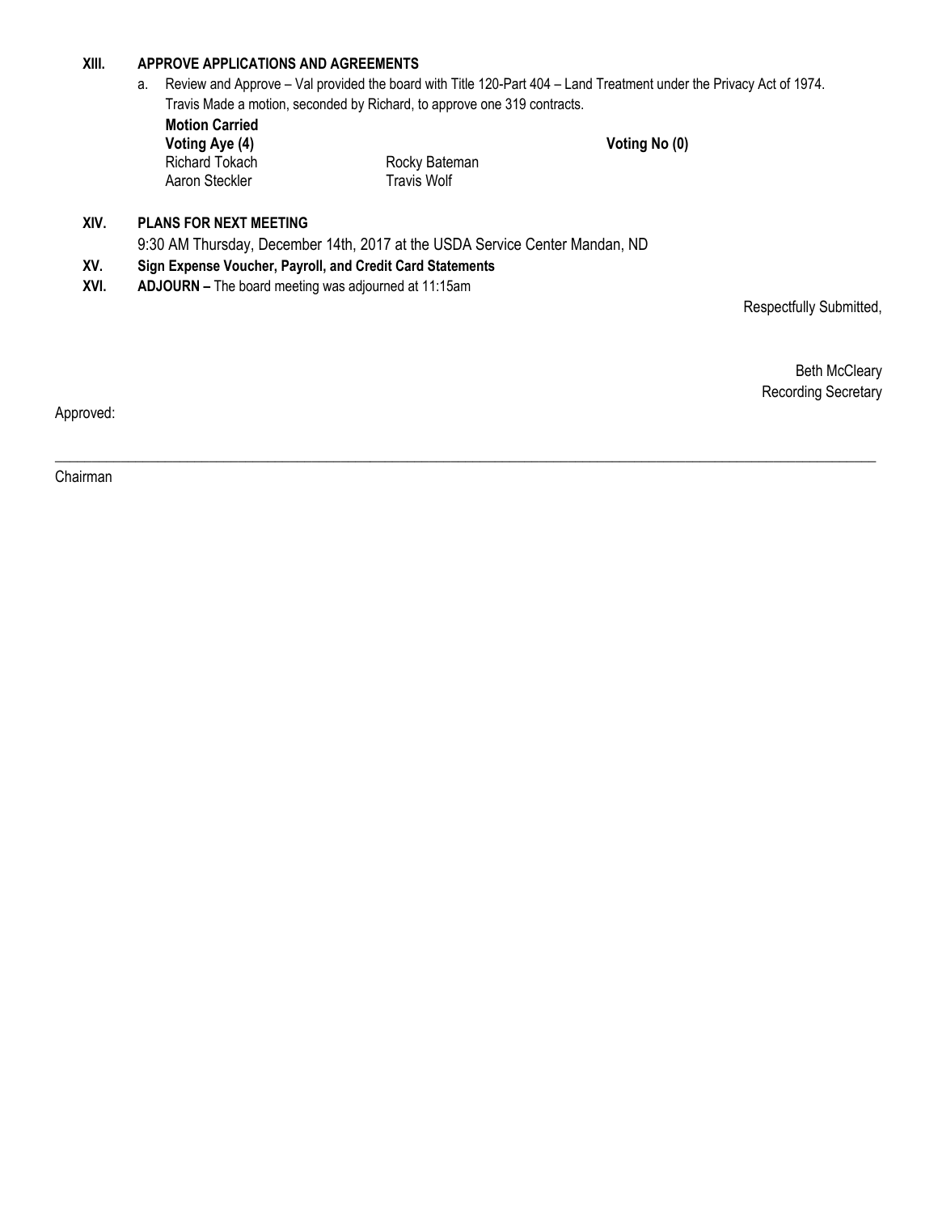**XIII. APPROVE APPLICATIONS AND AGREEMENTS**

a. Review and Approve – Val provided the board with Title 120-Part 404 – Land Treatment under the Privacy Act of 1974. Travis Made a motion, seconded by Richard, to approve one 319 contracts.

**Motion Carried**

| **Voting Aye (4)** | | **Voting No (0)** |
|---|---|---|
| Richard Tokach | Rocky Bateman | |
| Aaron Steckler | Travis Wolf | |

**XIV. PLANS FOR NEXT MEETING**

9:30 AM Thursday, December 14th, 2017 at the USDA Service Center Mandan, ND

**XV. Sign Expense Voucher, Payroll, and Credit Card Statements**

**XVI. ADJOURN –** The board meeting was adjourned at 11:15am

Respectfully Submitted,

Beth McCleary
Recording Secretary

Approved:

\_\_\_\_\_\_\_\_\_\_\_\_\_\_\_\_\_\_\_\_\_\_\_\_\_\_\_\_\_\_\_\_\_\_\_\_\_\_\_\_\_\_\_\_

Chairman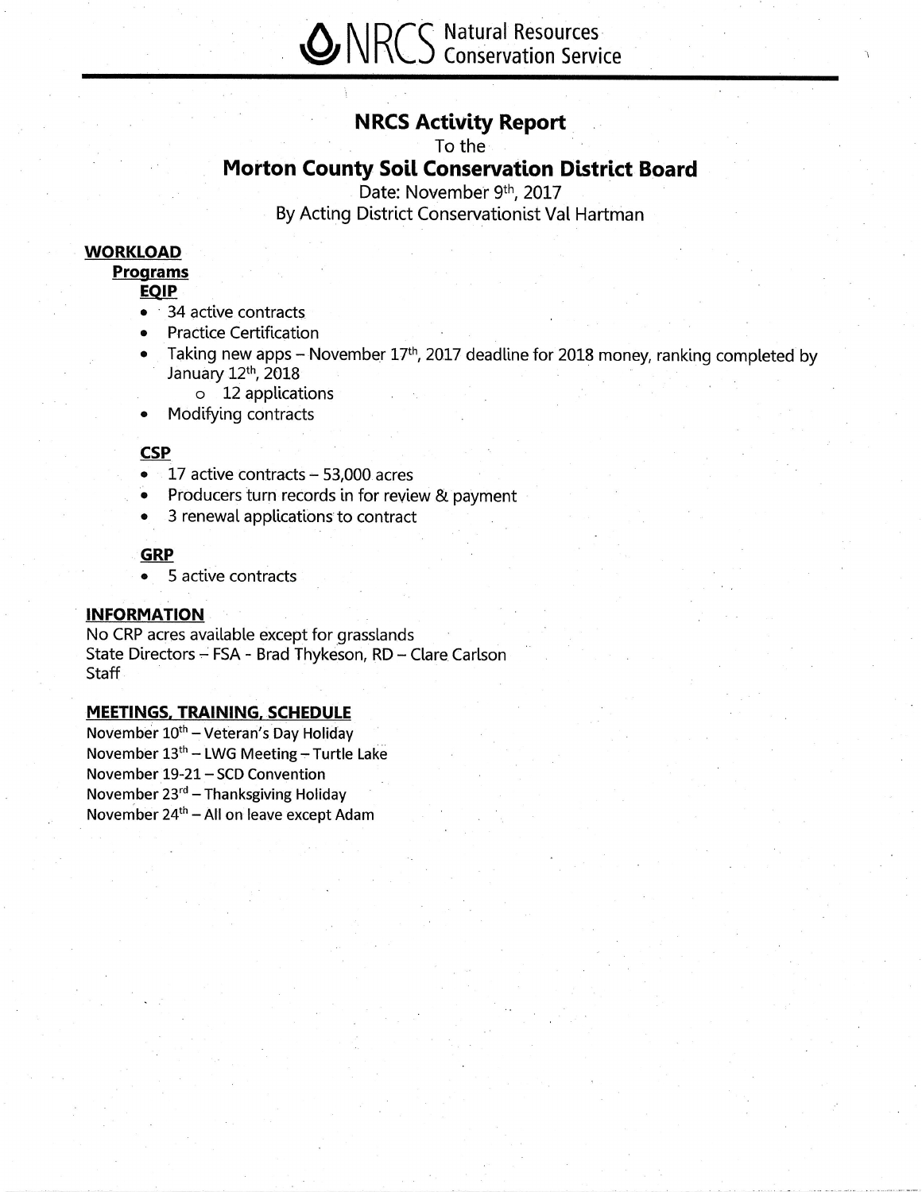NRCS Natural Resources Conservation Service

# NRCS Activity Report

To the

## Morton County Soil Conservation District Board

Date: November 9th, 2017

By Acting District Conservationist Val Hartman

**WORKLOAD**

**Programs**

**EQIP**

- 34 active contracts
- Practice Certification
- Taking new apps – November 17th, 2017 deadline for 2018 money, ranking completed by January 12th, 2018
  - 12 applications
- Modifying contracts

**CSP**

- 17 active contracts – 53,000 acres
- Producers turn records in for review & payment
- 3 renewal applications to contract

**GRP**

- 5 active contracts

**INFORMATION**

No CRP acres available except for grasslands

State Directors – FSA - Brad Thykeson, RD – Clare Carlson

Staff

**MEETINGS, TRAINING, SCHEDULE**

November 10th – Veteran's Day Holiday

November 13th – LWG Meeting – Turtle Lake

November 19-21 – SCD Convention

November 23rd – Thanksgiving Holiday

November 24th – All on leave except Adam